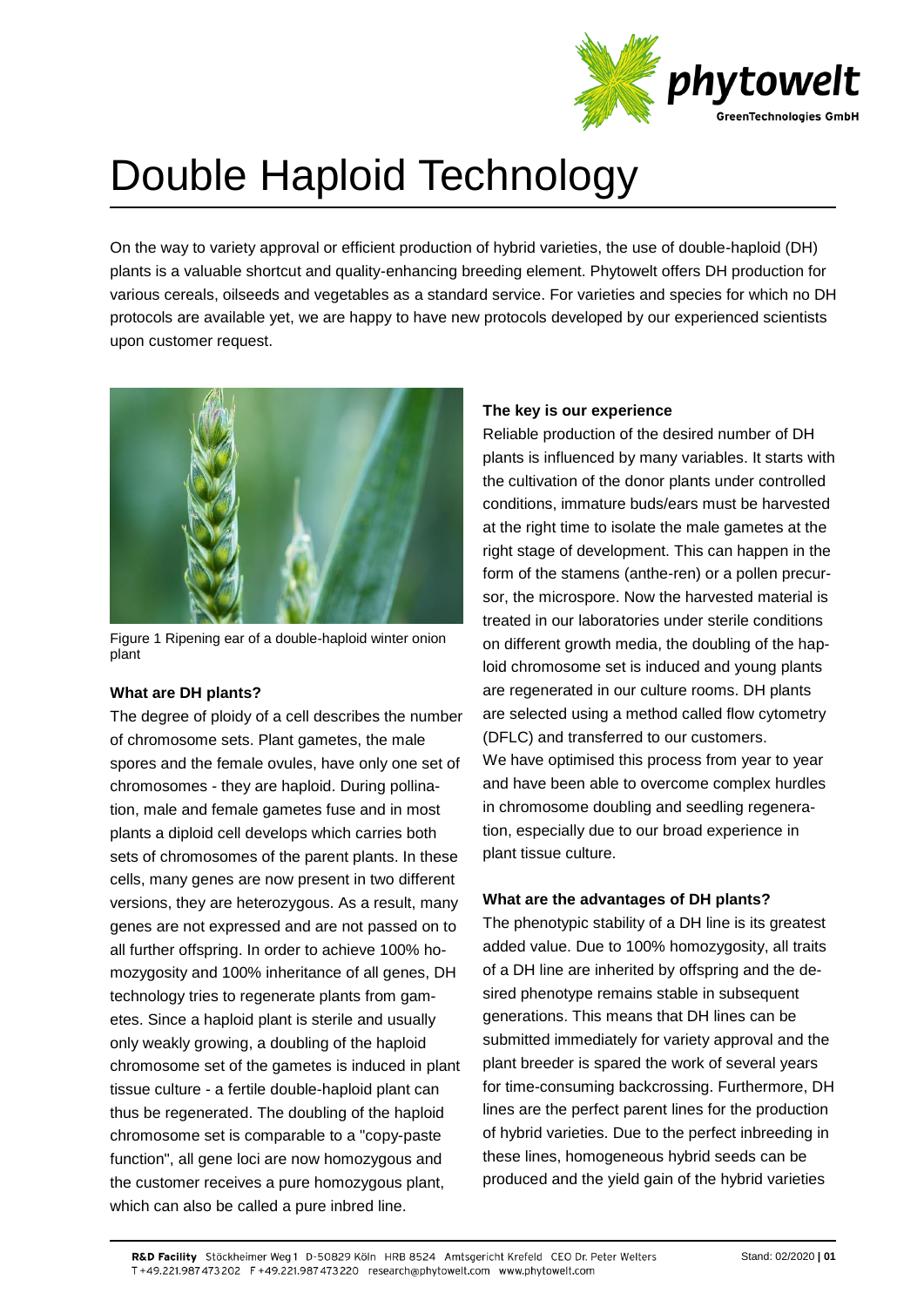# Double Haploid Technology

On the way to variety approval or efficient production of hybrid varieties, the use of double-haploid (DH) plants is a valuable shortcut and quality-enhancing breeding element. Phytowelt offers DH production for various cereals, oilseeds and vegetables as a standard service. For varieties and species for which no DH protocols are available yet, we are happy to have new protocols developed by our experienced scientists upon customer request.

Figure 1 Ripening ear of a double-haploid winter onion plant

### What are DH plants?

The degree of ploidy of a cell describes the number of chromosome sets. Plant gametes, the male spores and the female ovules, have only one set of chromosomes - they are haploid. During pollination, male and female gametes fuse and in most plants a diploid cell develops which carries both sets of chromosomes of the parent plants. In these cells, many genes are now present in two different versions, they are heterozygous. As a result, many genes are not expressed and are not passed on to all further offspring. In order to achieve 100% homozygosity and 100% inheritance of all genes, DH technology tries to regenerate plants from gametes. Since a haploid plant is sterile and usually only weakly growing, a doubling of the haploid chromosome set of the gametes is induced in plant tissue culture - a fertile double-haploid plant can thus be regenerated. The doubling of the haploid chromosome set is comparable to a "copy-paste function", all gene loci are now homozygous and the customer receives a pure homozygous plant, which can also be called a pure inbred line.

### The key is our experience

Reliable production of the desired number of DH plants is influenced by many variables. It starts with the cultivation of the donor plants under controlled conditions, immature buds/ears must be harvested at the right time to isolate the male gametes at the right stage of development. This can happen in the form of the stamens (anthe-ren) or a pollen precursor, the microspore. Now the harvested material is treated in our laboratories under sterile conditions on different growth media, the doubling of the haploid chromosome set is induced and young plants are regenerated in our culture rooms. DH plants are selected using a method called flow cytometry (DFLC) and transferred to our customers.
We have optimised this process from year to year and have been able to overcome complex hurdles in chromosome doubling and seedling regeneration, especially due to our broad experience in plant tissue culture.

### What are the advantages of DH plants?

The phenotypic stability of a DH line is its greatest added value. Due to 100% homozygosity, all traits of a DH line are inherited by offspring and the desired phenotype remains stable in subsequent generations. This means that DH lines can be submitted immediately for variety approval and the plant breeder is spared the work of several years for time-consuming backcrossing. Furthermore, DH lines are the perfect parent lines for the production of hybrid varieties. Due to the perfect inbreeding in these lines, homogeneous hybrid seeds can be produced and the yield gain of the hybrid varieties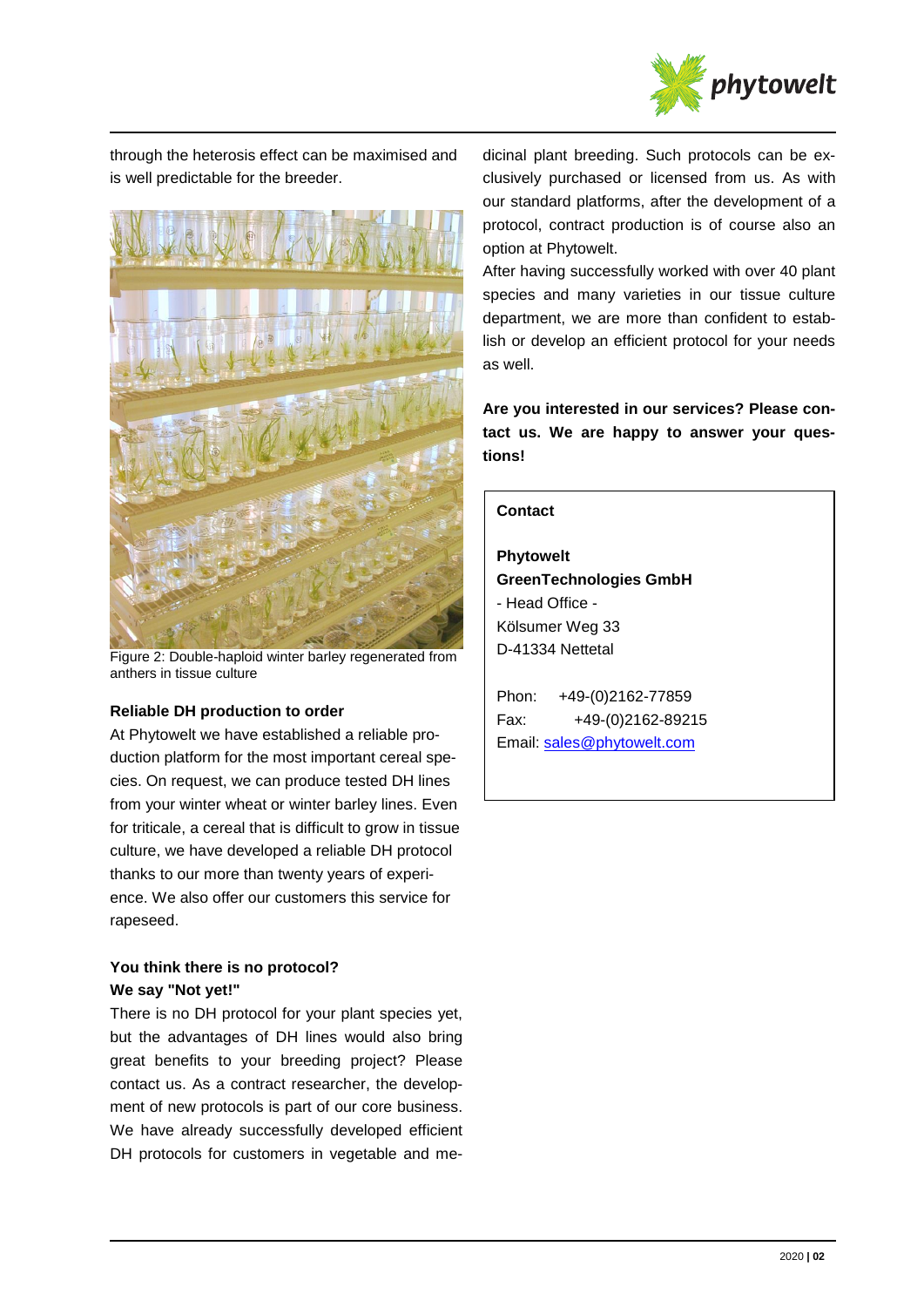through the heterosis effect can be maximised and is well predictable for the breeder.

Figure 2: Double-haploid winter barley regenerated from anthers in tissue culture

**Reliable DH production to order**

At Phytowelt we have established a reliable production platform for the most important cereal species. On request, we can produce tested DH lines from your winter wheat or winter barley lines. Even for triticale, a cereal that is difficult to grow in tissue culture, we have developed a reliable DH protocol thanks to our more than twenty years of experience. We also offer our customers this service for rapeseed.

**You think there is no protocol?**
**We say "Not yet!"**

There is no DH protocol for your plant species yet, but the advantages of DH lines would also bring great benefits to your breeding project? Please contact us. As a contract researcher, the development of new protocols is part of our core business. We have already successfully developed efficient DH protocols for customers in vegetable and medicinal plant breeding. Such protocols can be exclusively purchased or licensed from us. As with our standard platforms, after the development of a protocol, contract production is of course also an option at Phytowelt.

After having successfully worked with over 40 plant species and many varieties in our tissue culture department, we are more than confident to establish or develop an efficient protocol for your needs as well.

**Are you interested in our services? Please contact us. We are happy to answer your questions!**

**Contact**

**Phytowelt**
**GreenTechnologies GmbH**
- Head Office -
Kölsumer Weg 33
D-41334 Nettetal

Phon: +49-(0)2162-77859
Fax: +49-(0)2162-89215
Email: sales@phytowelt.com